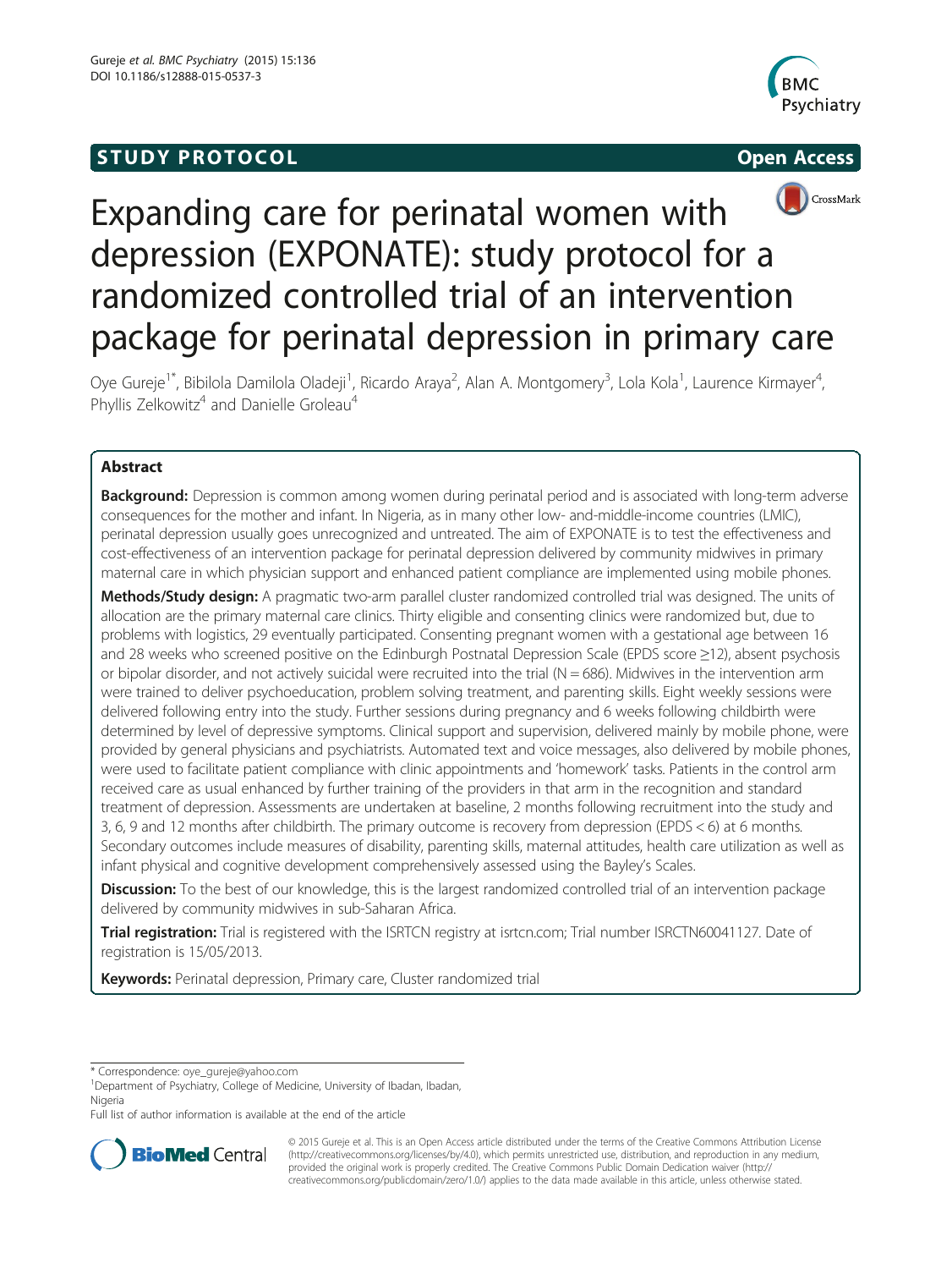STUDY PROTOCOL Open Access

# Expanding care for perinatal women with depression (EXPONATE): study protocol for a randomized controlled trial of an intervention package for perinatal depression in primary care

Oye Gureje[1*], Bibilola Damilola Oladeji[1], Ricardo Araya[2], Alan A. Montgomery[3], Lola Kola[1], Laurence Kirmayer[4], Phyllis Zelkowitz[4] and Danielle Groleau[4]

## Abstract

**Background:** Depression is common among women during perinatal period and is associated with long-term adverse consequences for the mother and infant. In Nigeria, as in many other low- and-middle-income countries (LMIC), perinatal depression usually goes unrecognized and untreated. The aim of EXPONATE is to test the effectiveness and cost-effectiveness of an intervention package for perinatal depression delivered by community midwives in primary maternal care in which physician support and enhanced patient compliance are implemented using mobile phones.

**Methods/Study design:** A pragmatic two-arm parallel cluster randomized controlled trial was designed. The units of allocation are the primary maternal care clinics. Thirty eligible and consenting clinics were randomized but, due to problems with logistics, 29 eventually participated. Consenting pregnant women with a gestational age between 16 and 28 weeks who screened positive on the Edinburgh Postnatal Depression Scale (EPDS score ≥12), absent psychosis or bipolar disorder, and not actively suicidal were recruited into the trial (N = 686). Midwives in the intervention arm were trained to deliver psychoeducation, problem solving treatment, and parenting skills. Eight weekly sessions were delivered following entry into the study. Further sessions during pregnancy and 6 weeks following childbirth were determined by level of depressive symptoms. Clinical support and supervision, delivered mainly by mobile phone, were provided by general physicians and psychiatrists. Automated text and voice messages, also delivered by mobile phones, were used to facilitate patient compliance with clinic appointments and 'homework' tasks. Patients in the control arm received care as usual enhanced by further training of the providers in that arm in the recognition and standard treatment of depression. Assessments are undertaken at baseline, 2 months following recruitment into the study and 3, 6, 9 and 12 months after childbirth. The primary outcome is recovery from depression (EPDS < 6) at 6 months. Secondary outcomes include measures of disability, parenting skills, maternal attitudes, health care utilization as well as infant physical and cognitive development comprehensively assessed using the Bayley's Scales.

**Discussion:** To the best of our knowledge, this is the largest randomized controlled trial of an intervention package delivered by community midwives in sub-Saharan Africa.

**Trial registration:** Trial is registered with the ISRTCN registry at isrtcn.com; Trial number ISRCTN60041127. Date of registration is 15/05/2013.

**Keywords:** Perinatal depression, Primary care, Cluster randomized trial

---

* Correspondence: oye_gureje@yahoo.com
[1]Department of Psychiatry, College of Medicine, University of Ibadan, Ibadan, Nigeria
Full list of author information is available at the end of the article

© 2015 Gureje et al. This is an Open Access article distributed under the terms of the Creative Commons Attribution License (http://creativecommons.org/licenses/by/4.0), which permits unrestricted use, distribution, and reproduction in any medium, provided the original work is properly credited. The Creative Commons Public Domain Dedication waiver (http://creativecommons.org/publicdomain/zero/1.0/) applies to the data made available in this article, unless otherwise stated.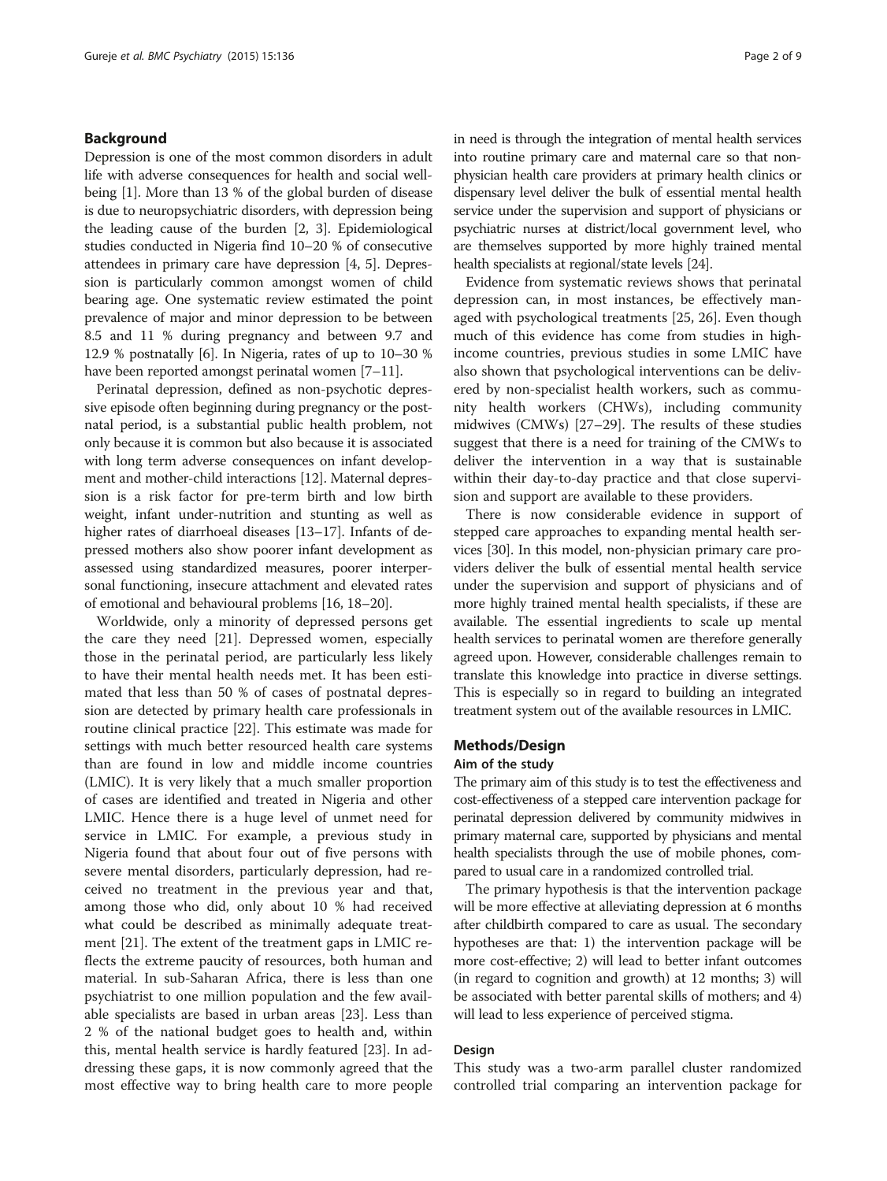## Background

Depression is one of the most common disorders in adult life with adverse consequences for health and social well-being [1]. More than 13 % of the global burden of disease is due to neuropsychiatric disorders, with depression being the leading cause of the burden [2, 3]. Epidemiological studies conducted in Nigeria find 10–20 % of consecutive attendees in primary care have depression [4, 5]. Depression is particularly common amongst women of child bearing age. One systematic review estimated the point prevalence of major and minor depression to be between 8.5 and 11 % during pregnancy and between 9.7 and 12.9 % postnatally [6]. In Nigeria, rates of up to 10–30 % have been reported amongst perinatal women [7–11].

Perinatal depression, defined as non-psychotic depressive episode often beginning during pregnancy or the postnatal period, is a substantial public health problem, not only because it is common but also because it is associated with long term adverse consequences on infant development and mother-child interactions [12]. Maternal depression is a risk factor for pre-term birth and low birth weight, infant under-nutrition and stunting as well as higher rates of diarrhoeal diseases [13–17]. Infants of depressed mothers also show poorer infant development as assessed using standardized measures, poorer interpersonal functioning, insecure attachment and elevated rates of emotional and behavioural problems [16, 18–20].

Worldwide, only a minority of depressed persons get the care they need [21]. Depressed women, especially those in the perinatal period, are particularly less likely to have their mental health needs met. It has been estimated that less than 50 % of cases of postnatal depression are detected by primary health care professionals in routine clinical practice [22]. This estimate was made for settings with much better resourced health care systems than are found in low and middle income countries (LMIC). It is very likely that a much smaller proportion of cases are identified and treated in Nigeria and other LMIC. Hence there is a huge level of unmet need for service in LMIC. For example, a previous study in Nigeria found that about four out of five persons with severe mental disorders, particularly depression, had received no treatment in the previous year and that, among those who did, only about 10 % had received what could be described as minimally adequate treatment [21]. The extent of the treatment gaps in LMIC reflects the extreme paucity of resources, both human and material. In sub-Saharan Africa, there is less than one psychiatrist to one million population and the few available specialists are based in urban areas [23]. Less than 2 % of the national budget goes to health and, within this, mental health service is hardly featured [23]. In addressing these gaps, it is now commonly agreed that the most effective way to bring health care to more people in need is through the integration of mental health services into routine primary care and maternal care so that non-physician health care providers at primary health clinics or dispensary level deliver the bulk of essential mental health service under the supervision and support of physicians or psychiatric nurses at district/local government level, who are themselves supported by more highly trained mental health specialists at regional/state levels [24].

Evidence from systematic reviews shows that perinatal depression can, in most instances, be effectively managed with psychological treatments [25, 26]. Even though much of this evidence has come from studies in high-income countries, previous studies in some LMIC have also shown that psychological interventions can be delivered by non-specialist health workers, such as community health workers (CHWs), including community midwives (CMWs) [27–29]. The results of these studies suggest that there is a need for training of the CMWs to deliver the intervention in a way that is sustainable within their day-to-day practice and that close supervision and support are available to these providers.

There is now considerable evidence in support of stepped care approaches to expanding mental health services [30]. In this model, non-physician primary care providers deliver the bulk of essential mental health service under the supervision and support of physicians and of more highly trained mental health specialists, if these are available. The essential ingredients to scale up mental health services to perinatal women are therefore generally agreed upon. However, considerable challenges remain to translate this knowledge into practice in diverse settings. This is especially so in regard to building an integrated treatment system out of the available resources in LMIC.

## Methods/Design

### Aim of the study

The primary aim of this study is to test the effectiveness and cost-effectiveness of a stepped care intervention package for perinatal depression delivered by community midwives in primary maternal care, supported by physicians and mental health specialists through the use of mobile phones, compared to usual care in a randomized controlled trial.

The primary hypothesis is that the intervention package will be more effective at alleviating depression at 6 months after childbirth compared to care as usual. The secondary hypotheses are that: 1) the intervention package will be more cost-effective; 2) will lead to better infant outcomes (in regard to cognition and growth) at 12 months; 3) will be associated with better parental skills of mothers; and 4) will lead to less experience of perceived stigma.

### Design

This study was a two-arm parallel cluster randomized controlled trial comparing an intervention package for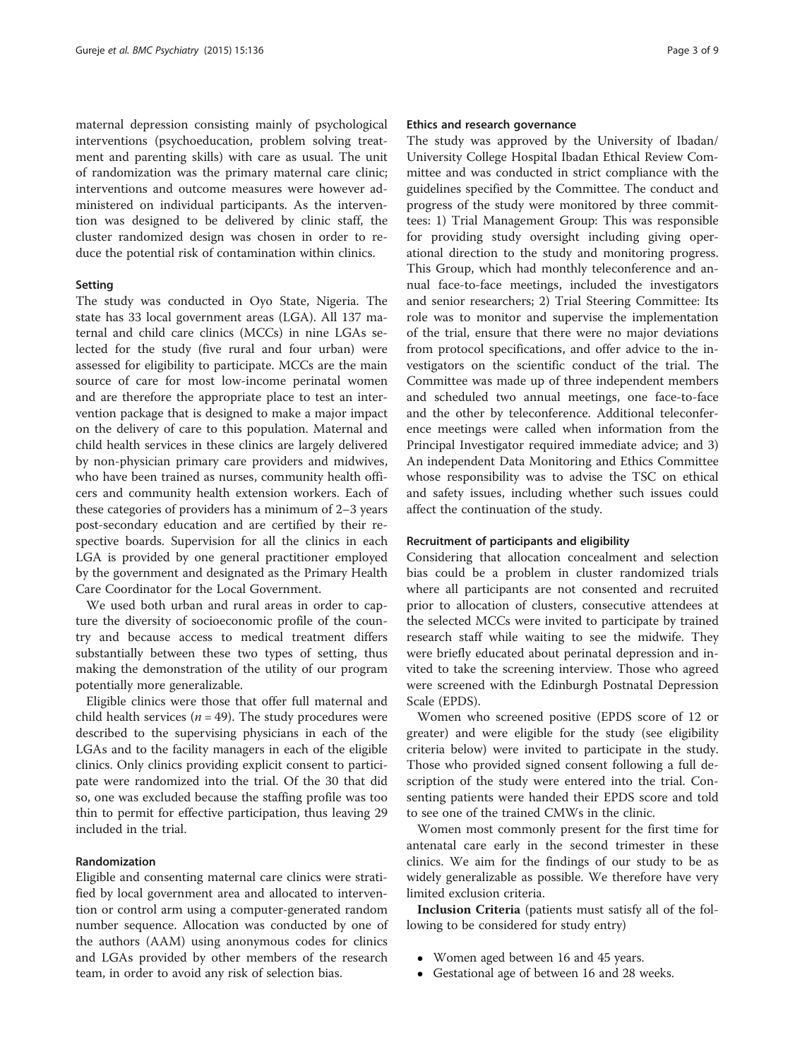maternal depression consisting mainly of psychological interventions (psychoeducation, problem solving treatment and parenting skills) with care as usual. The unit of randomization was the primary maternal care clinic; interventions and outcome measures were however administered on individual participants. As the intervention was designed to be delivered by clinic staff, the cluster randomized design was chosen in order to reduce the potential risk of contamination within clinics.

### Setting

The study was conducted in Oyo State, Nigeria. The state has 33 local government areas (LGA). All 137 maternal and child care clinics (MCCs) in nine LGAs selected for the study (five rural and four urban) were assessed for eligibility to participate. MCCs are the main source of care for most low-income perinatal women and are therefore the appropriate place to test an intervention package that is designed to make a major impact on the delivery of care to this population. Maternal and child health services in these clinics are largely delivered by non-physician primary care providers and midwives, who have been trained as nurses, community health officers and community health extension workers. Each of these categories of providers has a minimum of 2–3 years post-secondary education and are certified by their respective boards. Supervision for all the clinics in each LGA is provided by one general practitioner employed by the government and designated as the Primary Health Care Coordinator for the Local Government.

We used both urban and rural areas in order to capture the diversity of socioeconomic profile of the country and because access to medical treatment differs substantially between these two types of setting, thus making the demonstration of the utility of our program potentially more generalizable.

Eligible clinics were those that offer full maternal and child health services ($n = 49$). The study procedures were described to the supervising physicians in each of the LGAs and to the facility managers in each of the eligible clinics. Only clinics providing explicit consent to participate were randomized into the trial. Of the 30 that did so, one was excluded because the staffing profile was too thin to permit for effective participation, thus leaving 29 included in the trial.

### Randomization

Eligible and consenting maternal care clinics were stratified by local government area and allocated to intervention or control arm using a computer-generated random number sequence. Allocation was conducted by one of the authors (AAM) using anonymous codes for clinics and LGAs provided by other members of the research team, in order to avoid any risk of selection bias.

### Ethics and research governance

The study was approved by the University of Ibadan/ University College Hospital Ibadan Ethical Review Committee and was conducted in strict compliance with the guidelines specified by the Committee. The conduct and progress of the study were monitored by three committees: 1) Trial Management Group: This was responsible for providing study oversight including giving operational direction to the study and monitoring progress. This Group, which had monthly teleconference and annual face-to-face meetings, included the investigators and senior researchers; 2) Trial Steering Committee: Its role was to monitor and supervise the implementation of the trial, ensure that there were no major deviations from protocol specifications, and offer advice to the investigators on the scientific conduct of the trial. The Committee was made up of three independent members and scheduled two annual meetings, one face-to-face and the other by teleconference. Additional teleconference meetings were called when information from the Principal Investigator required immediate advice; and 3) An independent Data Monitoring and Ethics Committee whose responsibility was to advise the TSC on ethical and safety issues, including whether such issues could affect the continuation of the study.

### Recruitment of participants and eligibility

Considering that allocation concealment and selection bias could be a problem in cluster randomized trials where all participants are not consented and recruited prior to allocation of clusters, consecutive attendees at the selected MCCs were invited to participate by trained research staff while waiting to see the midwife. They were briefly educated about perinatal depression and invited to take the screening interview. Those who agreed were screened with the Edinburgh Postnatal Depression Scale (EPDS).

Women who screened positive (EPDS score of 12 or greater) and were eligible for the study (see eligibility criteria below) were invited to participate in the study. Those who provided signed consent following a full description of the study were entered into the trial. Consenting patients were handed their EPDS score and told to see one of the trained CMWs in the clinic.

Women most commonly present for the first time for antenatal care early in the second trimester in these clinics. We aim for the findings of our study to be as widely generalizable as possible. We therefore have very limited exclusion criteria.

**Inclusion Criteria** (patients must satisfy all of the following to be considered for study entry)

- Women aged between 16 and 45 years.
- Gestational age of between 16 and 28 weeks.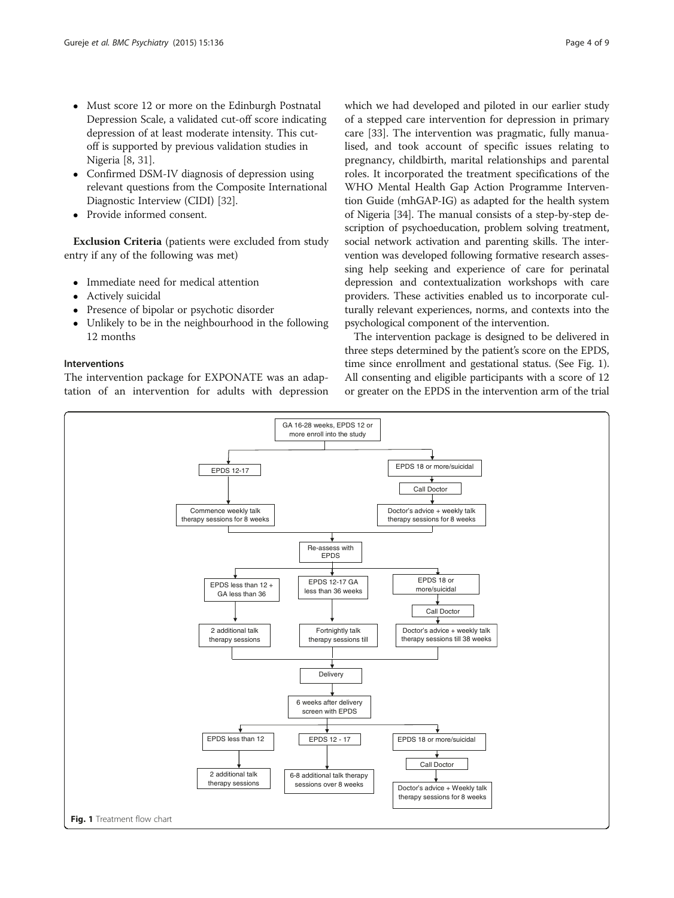- Must score 12 or more on the Edinburgh Postnatal Depression Scale, a validated cut-off score indicating depression of at least moderate intensity. This cut-off is supported by previous validation studies in Nigeria [8, 31].
- Confirmed DSM-IV diagnosis of depression using relevant questions from the Composite International Diagnostic Interview (CIDI) [32].
- Provide informed consent.

**Exclusion Criteria** (patients were excluded from study entry if any of the following was met)

- Immediate need for medical attention
- Actively suicidal
- Presence of bipolar or psychotic disorder
- Unlikely to be in the neighbourhood in the following 12 months

### Interventions

The intervention package for EXPONATE was an adaptation of an intervention for adults with depression which we had developed and piloted in our earlier study of a stepped care intervention for depression in primary care [33]. The intervention was pragmatic, fully manualised, and took account of specific issues relating to pregnancy, childbirth, marital relationships and parental roles. It incorporated the treatment specifications of the WHO Mental Health Gap Action Programme Intervention Guide (mhGAP-IG) as adapted for the health system of Nigeria [34]. The manual consists of a step-by-step description of psychoeducation, problem solving treatment, social network activation and parenting skills. The intervention was developed following formative research assessing help seeking and experience of care for perinatal depression and contextualization workshops with care providers. These activities enabled us to incorporate culturally relevant experiences, norms, and contexts into the psychological component of the intervention.

The intervention package is designed to be delivered in three steps determined by the patient's score on the EPDS, time since enrollment and gestational status. (See Fig. 1). All consenting and eligible participants with a score of 12 or greater on the EPDS in the intervention arm of the trial

```
GA 16-28 weeks, EPDS 12 or more enroll into the study
├── EPDS 12-17
│     └── Commence weekly talk therapy sessions for 8 weeks
└── EPDS 18 or more/suicidal
      └── Call Doctor
            └── Doctor's advice + weekly talk therapy sessions for 8 weeks

Re-assess with EPDS
├── EPDS less than 12 + GA less than 36
│     └── 2 additional talk therapy sessions
├── EPDS 12-17 GA less than 36 weeks
│     └── Fortnightly talk therapy sessions till
└── EPDS 18 or more/suicidal
      └── Call Doctor
            └── Doctor's advice + weekly talk therapy sessions till 38 weeks

Delivery

6 weeks after delivery screen with EPDS
├── EPDS less than 12
│     └── 2 additional talk therapy sessions
├── EPDS 12 - 17
│     └── 6-8 additional talk therapy sessions over 8 weeks
└── EPDS 18 or more/suicidal
      └── Call Doctor
            └── Doctor's advice + Weekly talk therapy sessions for 8 weeks
```

**Fig. 1** Treatment flow chart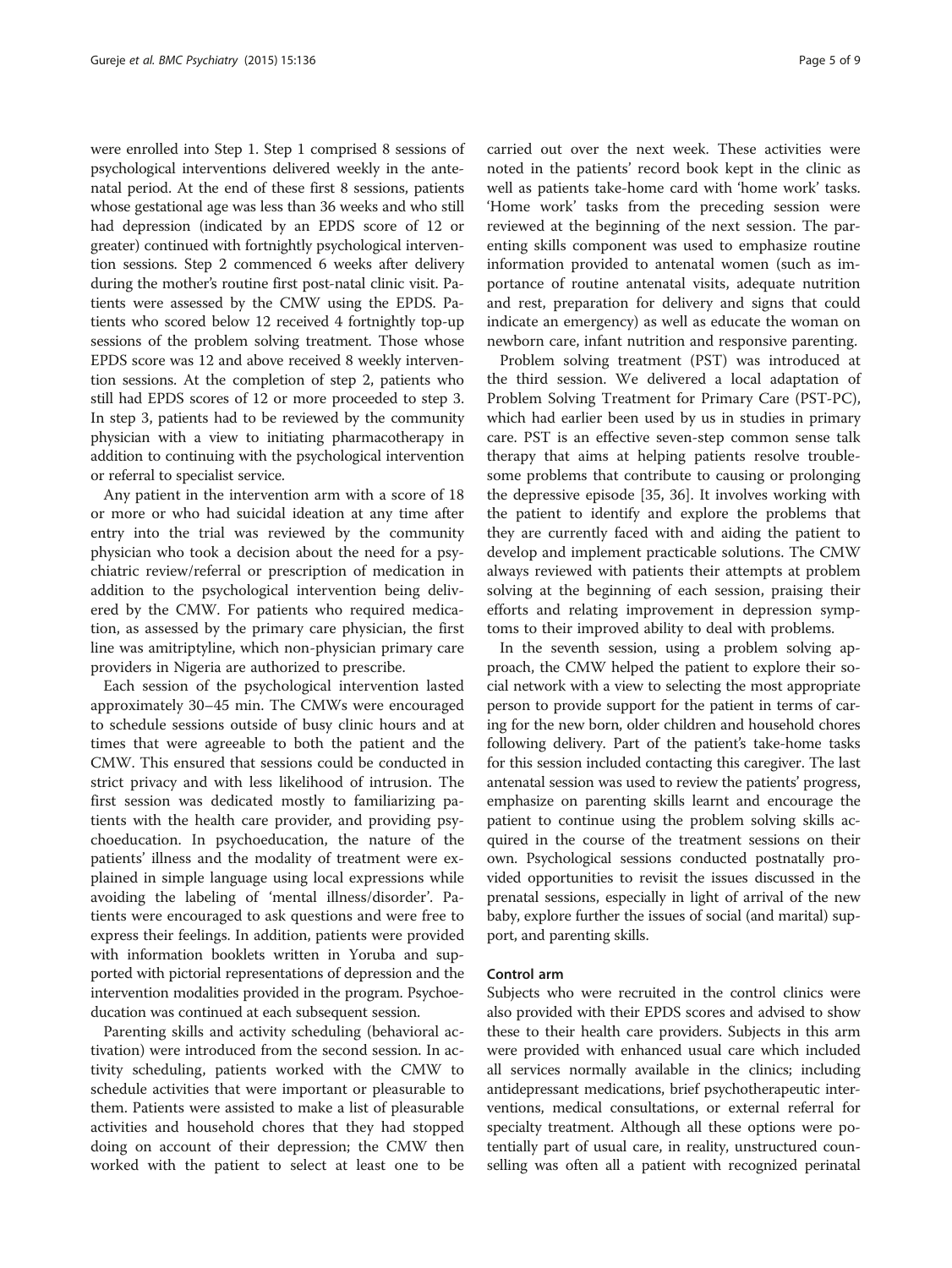were enrolled into Step 1. Step 1 comprised 8 sessions of psychological interventions delivered weekly in the antenatal period. At the end of these first 8 sessions, patients whose gestational age was less than 36 weeks and who still had depression (indicated by an EPDS score of 12 or greater) continued with fortnightly psychological intervention sessions. Step 2 commenced 6 weeks after delivery during the mother's routine first post-natal clinic visit. Patients were assessed by the CMW using the EPDS. Patients who scored below 12 received 4 fortnightly top-up sessions of the problem solving treatment. Those whose EPDS score was 12 and above received 8 weekly intervention sessions. At the completion of step 2, patients who still had EPDS scores of 12 or more proceeded to step 3. In step 3, patients had to be reviewed by the community physician with a view to initiating pharmacotherapy in addition to continuing with the psychological intervention or referral to specialist service.

Any patient in the intervention arm with a score of 18 or more or who had suicidal ideation at any time after entry into the trial was reviewed by the community physician who took a decision about the need for a psychiatric review/referral or prescription of medication in addition to the psychological intervention being delivered by the CMW. For patients who required medication, as assessed by the primary care physician, the first line was amitriptyline, which non-physician primary care providers in Nigeria are authorized to prescribe.

Each session of the psychological intervention lasted approximately 30–45 min. The CMWs were encouraged to schedule sessions outside of busy clinic hours and at times that were agreeable to both the patient and the CMW. This ensured that sessions could be conducted in strict privacy and with less likelihood of intrusion. The first session was dedicated mostly to familiarizing patients with the health care provider, and providing psychoeducation. In psychoeducation, the nature of the patients' illness and the modality of treatment were explained in simple language using local expressions while avoiding the labeling of 'mental illness/disorder'. Patients were encouraged to ask questions and were free to express their feelings. In addition, patients were provided with information booklets written in Yoruba and supported with pictorial representations of depression and the intervention modalities provided in the program. Psychoeducation was continued at each subsequent session.

Parenting skills and activity scheduling (behavioral activation) were introduced from the second session. In activity scheduling, patients worked with the CMW to schedule activities that were important or pleasurable to them. Patients were assisted to make a list of pleasurable activities and household chores that they had stopped doing on account of their depression; the CMW then worked with the patient to select at least one to be carried out over the next week. These activities were noted in the patients' record book kept in the clinic as well as patients take-home card with 'home work' tasks. 'Home work' tasks from the preceding session were reviewed at the beginning of the next session. The parenting skills component was used to emphasize routine information provided to antenatal women (such as importance of routine antenatal visits, adequate nutrition and rest, preparation for delivery and signs that could indicate an emergency) as well as educate the woman on newborn care, infant nutrition and responsive parenting.

Problem solving treatment (PST) was introduced at the third session. We delivered a local adaptation of Problem Solving Treatment for Primary Care (PST-PC), which had earlier been used by us in studies in primary care. PST is an effective seven-step common sense talk therapy that aims at helping patients resolve troublesome problems that contribute to causing or prolonging the depressive episode [35, 36]. It involves working with the patient to identify and explore the problems that they are currently faced with and aiding the patient to develop and implement practicable solutions. The CMW always reviewed with patients their attempts at problem solving at the beginning of each session, praising their efforts and relating improvement in depression symptoms to their improved ability to deal with problems.

In the seventh session, using a problem solving approach, the CMW helped the patient to explore their social network with a view to selecting the most appropriate person to provide support for the patient in terms of caring for the new born, older children and household chores following delivery. Part of the patient's take-home tasks for this session included contacting this caregiver. The last antenatal session was used to review the patients' progress, emphasize on parenting skills learnt and encourage the patient to continue using the problem solving skills acquired in the course of the treatment sessions on their own. Psychological sessions conducted postnatally provided opportunities to revisit the issues discussed in the prenatal sessions, especially in light of arrival of the new baby, explore further the issues of social (and marital) support, and parenting skills.

#### Control arm

Subjects who were recruited in the control clinics were also provided with their EPDS scores and advised to show these to their health care providers. Subjects in this arm were provided with enhanced usual care which included all services normally available in the clinics; including antidepressant medications, brief psychotherapeutic interventions, medical consultations, or external referral for specialty treatment. Although all these options were potentially part of usual care, in reality, unstructured counselling was often all a patient with recognized perinatal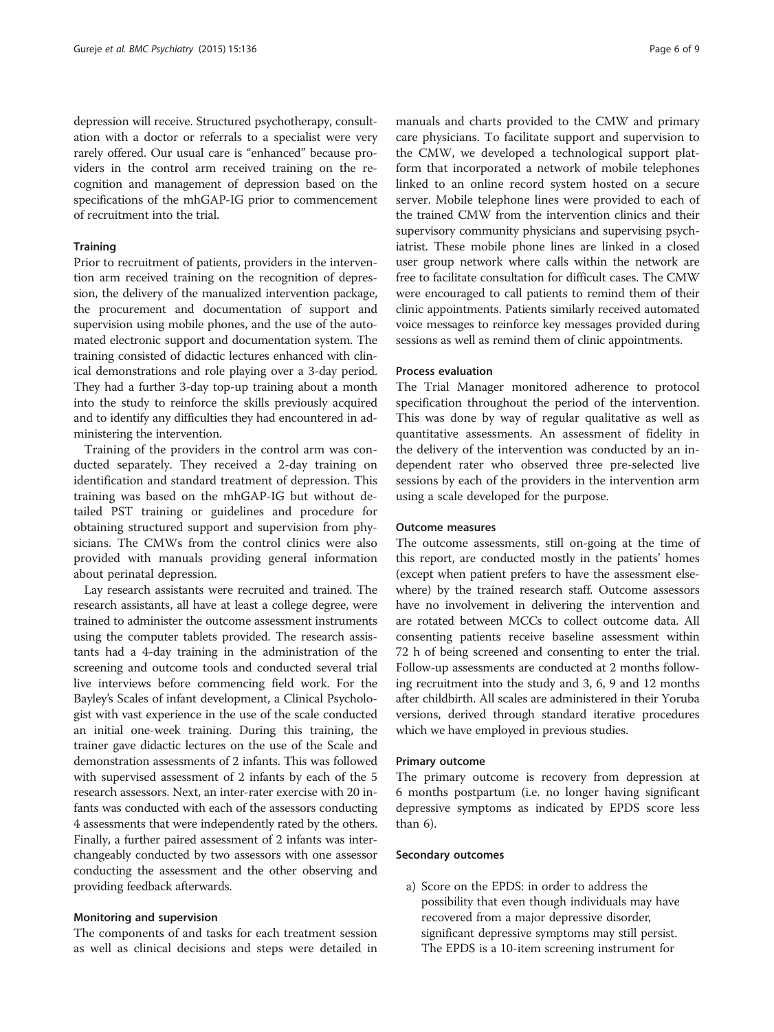depression will receive. Structured psychotherapy, consultation with a doctor or referrals to a specialist were very rarely offered. Our usual care is "enhanced" because providers in the control arm received training on the recognition and management of depression based on the specifications of the mhGAP-IG prior to commencement of recruitment into the trial.

#### Training

Prior to recruitment of patients, providers in the intervention arm received training on the recognition of depression, the delivery of the manualized intervention package, the procurement and documentation of support and supervision using mobile phones, and the use of the automated electronic support and documentation system. The training consisted of didactic lectures enhanced with clinical demonstrations and role playing over a 3-day period. They had a further 3-day top-up training about a month into the study to reinforce the skills previously acquired and to identify any difficulties they had encountered in administering the intervention.

Training of the providers in the control arm was conducted separately. They received a 2-day training on identification and standard treatment of depression. This training was based on the mhGAP-IG but without detailed PST training or guidelines and procedure for obtaining structured support and supervision from physicians. The CMWs from the control clinics were also provided with manuals providing general information about perinatal depression.

Lay research assistants were recruited and trained. The research assistants, all have at least a college degree, were trained to administer the outcome assessment instruments using the computer tablets provided. The research assistants had a 4-day training in the administration of the screening and outcome tools and conducted several trial live interviews before commencing field work. For the Bayley's Scales of infant development, a Clinical Psychologist with vast experience in the use of the scale conducted an initial one-week training. During this training, the trainer gave didactic lectures on the use of the Scale and demonstration assessments of 2 infants. This was followed with supervised assessment of 2 infants by each of the 5 research assessors. Next, an inter-rater exercise with 20 infants was conducted with each of the assessors conducting 4 assessments that were independently rated by the others. Finally, a further paired assessment of 2 infants was interchangeably conducted by two assessors with one assessor conducting the assessment and the other observing and providing feedback afterwards.

#### Monitoring and supervision

The components of and tasks for each treatment session as well as clinical decisions and steps were detailed in manuals and charts provided to the CMW and primary care physicians. To facilitate support and supervision to the CMW, we developed a technological support platform that incorporated a network of mobile telephones linked to an online record system hosted on a secure server. Mobile telephone lines were provided to each of the trained CMW from the intervention clinics and their supervisory community physicians and supervising psychiatrist. These mobile phone lines are linked in a closed user group network where calls within the network are free to facilitate consultation for difficult cases. The CMW were encouraged to call patients to remind them of their clinic appointments. Patients similarly received automated voice messages to reinforce key messages provided during sessions as well as remind them of clinic appointments.

#### Process evaluation

The Trial Manager monitored adherence to protocol specification throughout the period of the intervention. This was done by way of regular qualitative as well as quantitative assessments. An assessment of fidelity in the delivery of the intervention was conducted by an independent rater who observed three pre-selected live sessions by each of the providers in the intervention arm using a scale developed for the purpose.

#### Outcome measures

The outcome assessments, still on-going at the time of this report, are conducted mostly in the patients' homes (except when patient prefers to have the assessment elsewhere) by the trained research staff. Outcome assessors have no involvement in delivering the intervention and are rotated between MCCs to collect outcome data. All consenting patients receive baseline assessment within 72 h of being screened and consenting to enter the trial. Follow-up assessments are conducted at 2 months following recruitment into the study and 3, 6, 9 and 12 months after childbirth. All scales are administered in their Yoruba versions, derived through standard iterative procedures which we have employed in previous studies.

#### Primary outcome

The primary outcome is recovery from depression at 6 months postpartum (i.e. no longer having significant depressive symptoms as indicated by EPDS score less than 6).

#### Secondary outcomes

a) Score on the EPDS: in order to address the possibility that even though individuals may have recovered from a major depressive disorder, significant depressive symptoms may still persist. The EPDS is a 10-item screening instrument for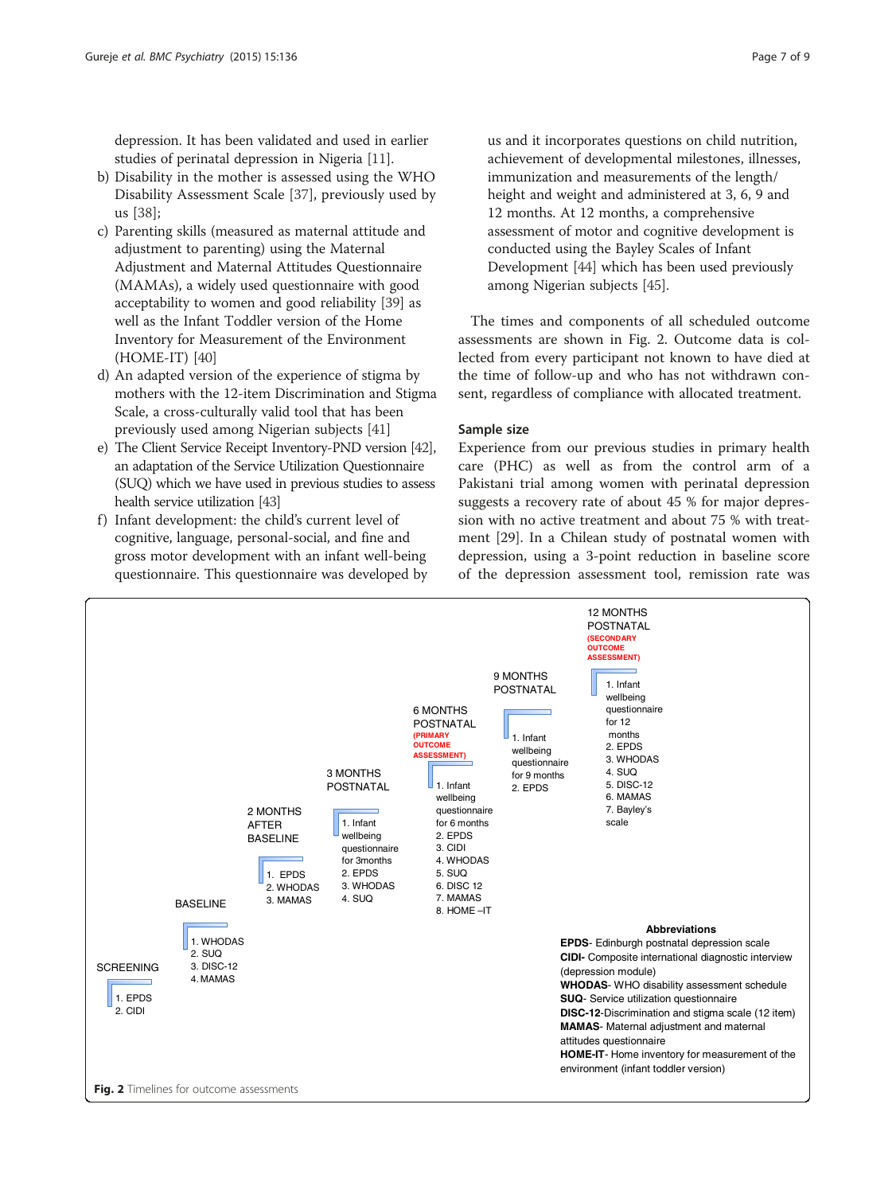depression. It has been validated and used in earlier studies of perinatal depression in Nigeria [11].

b) Disability in the mother is assessed using the WHO Disability Assessment Scale [37], previously used by us [38];
c) Parenting skills (measured as maternal attitude and adjustment to parenting) using the Maternal Adjustment and Maternal Attitudes Questionnaire (MAMAs), a widely used questionnaire with good acceptability to women and good reliability [39] as well as the Infant Toddler version of the Home Inventory for Measurement of the Environment (HOME-IT) [40]
d) An adapted version of the experience of stigma by mothers with the 12-item Discrimination and Stigma Scale, a cross-culturally valid tool that has been previously used among Nigerian subjects [41]
e) The Client Service Receipt Inventory-PND version [42], an adaptation of the Service Utilization Questionnaire (SUQ) which we have used in previous studies to assess health service utilization [43]
f) Infant development: the child's current level of cognitive, language, personal-social, and fine and gross motor development with an infant well-being questionnaire. This questionnaire was developed by us and it incorporates questions on child nutrition, achievement of developmental milestones, illnesses, immunization and measurements of the length/height and weight and administered at 3, 6, 9 and 12 months. At 12 months, a comprehensive assessment of motor and cognitive development is conducted using the Bayley Scales of Infant Development [44] which has been used previously among Nigerian subjects [45].

The times and components of all scheduled outcome assessments are shown in Fig. 2. Outcome data is collected from every participant not known to have died at the time of follow-up and who has not withdrawn consent, regardless of compliance with allocated treatment.

### Sample size

Experience from our previous studies in primary health care (PHC) as well as from the control arm of a Pakistani trial among women with perinatal depression suggests a recovery rate of about 45 % for major depression with no active treatment and about 75 % with treatment [29]. In a Chilean study of postnatal women with depression, using a 3-point reduction in baseline score of the depression assessment tool, remission rate was

| Time point | Assessments |
|---|---|
| SCREENING | 1. EPDS<br>2. CIDI |
| BASELINE | 1. WHODAS<br>2. SUQ<br>3. DISC-12<br>4. MAMAS |
| 2 MONTHS AFTER BASELINE | 1. EPDS<br>2. WHODAS<br>3. MAMAS |
| 3 MONTHS POSTNATAL | 1. Infant wellbeing questionnaire for 3months<br>2. EPDS<br>3. WHODAS<br>4. SUQ |
| 6 MONTHS POSTNATAL (PRIMARY OUTCOME ASSESSMENT) | 1. Infant wellbeing questionnaire for 6 months<br>2. EPDS<br>3. CIDI<br>4. WHODAS<br>5. SUQ<br>6. DISC 12<br>7. MAMAS<br>8. HOME –IT |
| 9 MONTHS POSTNATAL | 1. Infant wellbeing questionnaire for 9 months<br>2. EPDS |
| 12 MONTHS POSTNATAL (SECONDARY OUTCOME ASSESSMENT) | 1. Infant wellbeing questionnaire for 12 months<br>2. EPDS<br>3. WHODAS<br>4. SUQ<br>5. DISC-12<br>6. MAMAS<br>7. Bayley's scale |

**Abbreviations**
**EPDS**- Edinburgh postnatal depression scale
**CIDI**- Composite international diagnostic interview (depression module)
**WHODAS**- WHO disability assessment schedule
**SUQ**- Service utilization questionnaire
**DISC-12**-Discrimination and stigma scale (12 item)
**MAMAS**- Maternal adjustment and maternal attitudes questionnaire
**HOME-IT**- Home inventory for measurement of the environment (infant toddler version)

**Fig. 2** Timelines for outcome assessments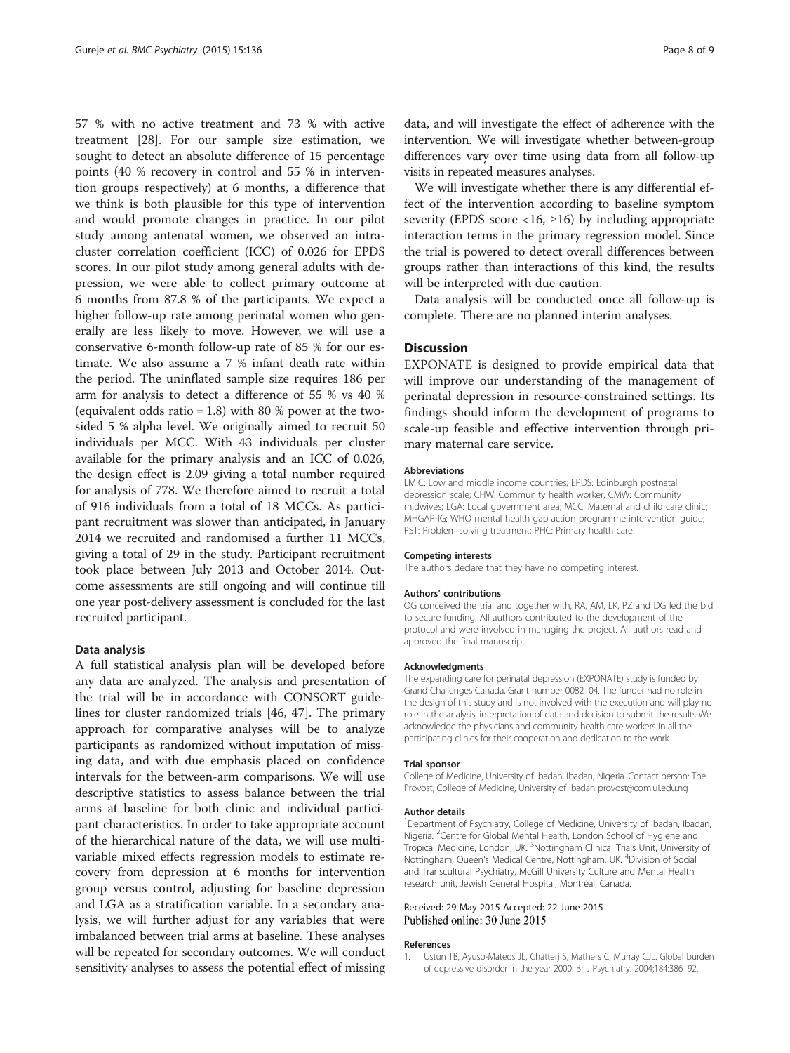57 % with no active treatment and 73 % with active treatment [28]. For our sample size estimation, we sought to detect an absolute difference of 15 percentage points (40 % recovery in control and 55 % in intervention groups respectively) at 6 months, a difference that we think is both plausible for this type of intervention and would promote changes in practice. In our pilot study among antenatal women, we observed an intra-cluster correlation coefficient (ICC) of 0.026 for EPDS scores. In our pilot study among general adults with depression, we were able to collect primary outcome at 6 months from 87.8 % of the participants. We expect a higher follow-up rate among perinatal women who generally are less likely to move. However, we will use a conservative 6-month follow-up rate of 85 % for our estimate. We also assume a 7 % infant death rate within the period. The uninflated sample size requires 186 per arm for analysis to detect a difference of 55 % vs 40 % (equivalent odds ratio = 1.8) with 80 % power at the two-sided 5 % alpha level. We originally aimed to recruit 50 individuals per MCC. With 43 individuals per cluster available for the primary analysis and an ICC of 0.026, the design effect is 2.09 giving a total number required for analysis of 778. We therefore aimed to recruit a total of 916 individuals from a total of 18 MCCs. As participant recruitment was slower than anticipated, in January 2014 we recruited and randomised a further 11 MCCs, giving a total of 29 in the study. Participant recruitment took place between July 2013 and October 2014. Outcome assessments are still ongoing and will continue till one year post-delivery assessment is concluded for the last recruited participant.

### Data analysis

A full statistical analysis plan will be developed before any data are analyzed. The analysis and presentation of the trial will be in accordance with CONSORT guidelines for cluster randomized trials [46, 47]. The primary approach for comparative analyses will be to analyze participants as randomized without imputation of missing data, and with due emphasis placed on confidence intervals for the between-arm comparisons. We will use descriptive statistics to assess balance between the trial arms at baseline for both clinic and individual participant characteristics. In order to take appropriate account of the hierarchical nature of the data, we will use multivariable mixed effects regression models to estimate recovery from depression at 6 months for intervention group versus control, adjusting for baseline depression and LGA as a stratification variable. In a secondary analysis, we will further adjust for any variables that were imbalanced between trial arms at baseline. These analyses will be repeated for secondary outcomes. We will conduct sensitivity analyses to assess the potential effect of missing data, and will investigate the effect of adherence with the intervention. We will investigate whether between-group differences vary over time using data from all follow-up visits in repeated measures analyses.

We will investigate whether there is any differential effect of the intervention according to baseline symptom severity (EPDS score <16, ≥16) by including appropriate interaction terms in the primary regression model. Since the trial is powered to detect overall differences between groups rather than interactions of this kind, the results will be interpreted with due caution.

Data analysis will be conducted once all follow-up is complete. There are no planned interim analyses.

## Discussion

EXPONATE is designed to provide empirical data that will improve our understanding of the management of perinatal depression in resource-constrained settings. Its findings should inform the development of programs to scale-up feasible and effective intervention through primary maternal care service.

#### Abbreviations

LMIC: Low and middle income countries; EPDS: Edinburgh postnatal depression scale; CHW: Community health worker; CMW: Community midwives; LGA: Local government area; MCC: Maternal and child care clinic; MHGAP-IG: WHO mental health gap action programme intervention guide; PST: Problem solving treatment; PHC: Primary health care.

#### Competing interests

The authors declare that they have no competing interest.

#### Authors' contributions

OG conceived the trial and together with, RA, AM, LK, PZ and DG led the bid to secure funding. All authors contributed to the development of the protocol and were involved in managing the project. All authors read and approved the final manuscript.

#### Acknowledgments

The expanding care for perinatal depression (EXPONATE) study is funded by Grand Challenges Canada, Grant number 0082–04. The funder had no role in the design of this study and is not involved with the execution and will play no role in the analysis, interpretation of data and decision to submit the results We acknowledge the physicians and community health care workers in all the participating clinics for their cooperation and dedication to the work.

#### Trial sponsor

College of Medicine, University of Ibadan, Ibadan, Nigeria. Contact person: The Provost, College of Medicine, University of Ibadan provost@com.ui.edu.ng

#### Author details

[1]Department of Psychiatry, College of Medicine, University of Ibadan, Ibadan, Nigeria. [2]Centre for Global Mental Health, London School of Hygiene and Tropical Medicine, London, UK. [3]Nottingham Clinical Trials Unit, University of Nottingham, Queen's Medical Centre, Nottingham, UK. [4]Division of Social and Transcultural Psychiatry, McGill University Culture and Mental Health research unit, Jewish General Hospital, Montréal, Canada.

Received: 29 May 2015 Accepted: 22 June 2015
Published online: 30 June 2015

#### References

1. Ustun TB, Ayuso-Mateos JL, Chatterj S, Mathers C, Murray CJL. Global burden of depressive disorder in the year 2000. Br J Psychiatry. 2004;184:386–92.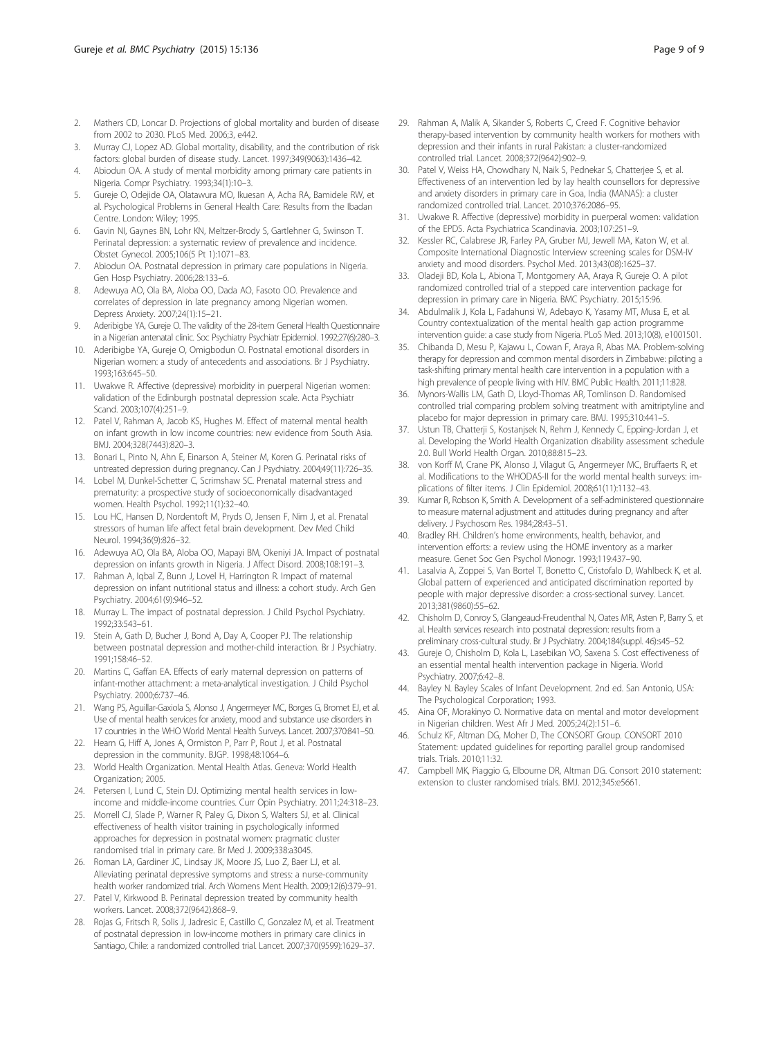2. Mathers CD, Loncar D. Projections of global mortality and burden of disease from 2002 to 2030. PLoS Med. 2006;3, e442.
3. Murray CJ, Lopez AD. Global mortality, disability, and the contribution of risk factors: global burden of disease study. Lancet. 1997;349(9063):1436–42.
4. Abiodun OA. A study of mental morbidity among primary care patients in Nigeria. Compr Psychiatry. 1993;34(1):10–3.
5. Gureje O, Odejide OA, Olatawura MO, Ikuesan A, Acha RA, Bamidele RW, et al. Psychological Problems in General Health Care: Results from the Ibadan Centre. London: Wiley; 1995.
6. Gavin NI, Gaynes BN, Lohr KN, Meltzer-Brody S, Gartlehner G, Swinson T. Perinatal depression: a systematic review of prevalence and incidence. Obstet Gynecol. 2005;106(5 Pt 1):1071–83.
7. Abiodun OA. Postnatal depression in primary care populations in Nigeria. Gen Hosp Psychiatry. 2006;28:133–6.
8. Adewuya AO, Ola BA, Aloba OO, Dada AO, Fasoto OO. Prevalence and correlates of depression in late pregnancy among Nigerian women. Depress Anxiety. 2007;24(1):15–21.
9. Aderibigbe YA, Gureje O. The validity of the 28-item General Health Questionnaire in a Nigerian antenatal clinic. Soc Psychiatry Psychiatr Epidemiol. 1992;27(6):280–3.
10. Aderibigbe YA, Gureje O, Omigbodun O. Postnatal emotional disorders in Nigerian women: a study of antecedents and associations. Br J Psychiatry. 1993;163:645–50.
11. Uwakwe R. Affective (depressive) morbidity in puerperal Nigerian women: validation of the Edinburgh postnatal depression scale. Acta Psychiatr Scand. 2003;107(4):251–9.
12. Patel V, Rahman A, Jacob KS, Hughes M. Effect of maternal mental health on infant growth in low income countries: new evidence from South Asia. BMJ. 2004;328(7443):820–3.
13. Bonari L, Pinto N, Ahn E, Einarson A, Steiner M, Koren G. Perinatal risks of untreated depression during pregnancy. Can J Psychiatry. 2004;49(11):726–35.
14. Lobel M, Dunkel-Schetter C, Scrimshaw SC. Prenatal maternal stress and prematurity: a prospective study of socioeconomically disadvantaged women. Health Psychol. 1992;11(1):32–40.
15. Lou HC, Hansen D, Nordentoft M, Pryds O, Jensen F, Nim J, et al. Prenatal stressors of human life affect fetal brain development. Dev Med Child Neurol. 1994;36(9):826–32.
16. Adewuya AO, Ola BA, Aloba OO, Mapayi BM, Okeniyi JA. Impact of postnatal depression on infants growth in Nigeria. J Affect Disord. 2008;108:191–3.
17. Rahman A, Iqbal Z, Bunn J, Lovel H, Harrington R. Impact of maternal depression on infant nutritional status and illness: a cohort study. Arch Gen Psychiatry. 2004;61(9):946–52.
18. Murray L. The impact of postnatal depression. J Child Psychol Psychiatry. 1992;33:543–61.
19. Stein A, Gath D, Bucher J, Bond A, Day A, Cooper PJ. The relationship between postnatal depression and mother-child interaction. Br J Psychiatry. 1991;158:46–52.
20. Martins C, Gaffan EA. Effects of early maternal depression on patterns of infant-mother attachment: a meta-analytical investigation. J Child Psychol Psychiatry. 2000;6:737–46.
21. Wang PS, Aguillar-Gaxiola S, Alonso J, Angermeyer MC, Borges G, Bromet EJ, et al. Use of mental health services for anxiety, mood and substance use disorders in 17 countries in the WHO World Mental Health Surveys. Lancet. 2007;370:841–50.
22. Hearn G, Hiff A, Jones A, Ormiston P, Parr P, Rout J, et al. Postnatal depression in the community. BJGP. 1998;48:1064–6.
23. World Health Organization. Mental Health Atlas. Geneva: World Health Organization; 2005.
24. Petersen I, Lund C, Stein DJ. Optimizing mental health services in low-income and middle-income countries. Curr Opin Psychiatry. 2011;24:318–23.
25. Morrell CJ, Slade P, Warner R, Paley G, Dixon S, Walters SJ, et al. Clinical effectiveness of health visitor training in psychologically informed approaches for depression in postnatal women: pragmatic cluster randomised trial in primary care. Br Med J. 2009;338:a3045.
26. Roman LA, Gardiner JC, Lindsay JK, Moore JS, Luo Z, Baer LJ, et al. Alleviating perinatal depressive symptoms and stress: a nurse-community health worker randomized trial. Arch Womens Ment Health. 2009;12(6):379–91.
27. Patel V, Kirkwood B. Perinatal depression treated by community health workers. Lancet. 2008;372(9642):868–9.
28. Rojas G, Fritsch R, Solis J, Jadresic E, Castillo C, Gonzalez M, et al. Treatment of postnatal depression in low-income mothers in primary care clinics in Santiago, Chile: a randomized controlled trial. Lancet. 2007;370(9599):1629–37.
29. Rahman A, Malik A, Sikander S, Roberts C, Creed F. Cognitive behavior therapy-based intervention by community health workers for mothers with depression and their infants in rural Pakistan: a cluster-randomized controlled trial. Lancet. 2008;372(9642):902–9.
30. Patel V, Weiss HA, Chowdhary N, Naik S, Pednekar S, Chatterjee S, et al. Effectiveness of an intervention led by lay health counsellors for depressive and anxiety disorders in primary care in Goa, India (MANAS): a cluster randomized controlled trial. Lancet. 2010;376:2086–95.
31. Uwakwe R. Affective (depressive) morbidity in puerperal women: validation of the EPDS. Acta Psychiatrica Scandinavia. 2003;107:251–9.
32. Kessler RC, Calabrese JR, Farley PA, Gruber MJ, Jewell MA, Katon W, et al. Composite International Diagnostic Interview screening scales for DSM-IV anxiety and mood disorders. Psychol Med. 2013;43(08):1625–37.
33. Oladeji BD, Kola L, Abiona T, Montgomery AA, Araya R, Gureje O. A pilot randomized controlled trial of a stepped care intervention package for depression in primary care in Nigeria. BMC Psychiatry. 2015;15:96.
34. Abdulmalik J, Kola L, Fadahunsi W, Adebayo K, Yasamy MT, Musa E, et al. Country contextualization of the mental health gap action programme intervention guide: a case study from Nigeria. PLoS Med. 2013;10(8), e1001501.
35. Chibanda D, Mesu P, Kajawu L, Cowan F, Araya R, Abas MA. Problem-solving therapy for depression and common mental disorders in Zimbabwe: piloting a task-shifting primary mental health care intervention in a population with a high prevalence of people living with HIV. BMC Public Health. 2011;11:828.
36. Mynors-Wallis LM, Gath D, Lloyd-Thomas AR, Tomlinson D. Randomised controlled trial comparing problem solving treatment with amitriptyline and placebo for major depression in primary care. BMJ. 1995;310:441–5.
37. Ustun TB, Chatterji S, Kostanjsek N, Rehm J, Kennedy C, Epping-Jordan J, et al. Developing the World Health Organization disability assessment schedule 2.0. Bull World Health Organ. 2010;88:815–23.
38. von Korff M, Crane PK, Alonso J, Vilagut G, Angermeyer MC, Bruffaerts R, et al. Modifications to the WHODAS-II for the world mental health surveys: implications of filter items. J Clin Epidemiol. 2008;61(11):1132–43.
39. Kumar R, Robson K, Smith A. Development of a self-administered questionnaire to measure maternal adjustment and attitudes during pregnancy and after delivery. J Psychosom Res. 1984;28:43–51.
40. Bradley RH. Children's home environments, health, behavior, and intervention efforts: a review using the HOME inventory as a marker measure. Genet Soc Gen Psychol Monogr. 1993;119:437–90.
41. Lasalvia A, Zoppei S, Van Bortel T, Bonetto C, Cristofalo D, Wahlbeck K, et al. Global pattern of experienced and anticipated discrimination reported by people with major depressive disorder: a cross-sectional survey. Lancet. 2013;381(9860):55–62.
42. Chisholm D, Conroy S, Glangeaud-Freudenthal N, Oates MR, Asten P, Barry S, et al. Health services research into postnatal depression: results from a preliminary cross-cultural study. Br J Psychiatry. 2004;184(suppl. 46):s45–52.
43. Gureje O, Chisholm D, Kola L, Lasebikan VO, Saxena S. Cost effectiveness of an essential mental health intervention package in Nigeria. World Psychiatry. 2007;6:42–8.
44. Bayley N. Bayley Scales of Infant Development. 2nd ed. San Antonio, USA: The Psychological Corporation; 1993.
45. Aina OF, Morakinyo O. Normative data on mental and motor development in Nigerian children. West Afr J Med. 2005;24(2):151–6.
46. Schulz KF, Altman DG, Moher D, The CONSORT Group. CONSORT 2010 Statement: updated guidelines for reporting parallel group randomised trials. Trials. 2010;11:32.
47. Campbell MK, Piaggio G, Elbourne DR, Altman DG. Consort 2010 statement: extension to cluster randomised trials. BMJ. 2012;345:e5661.